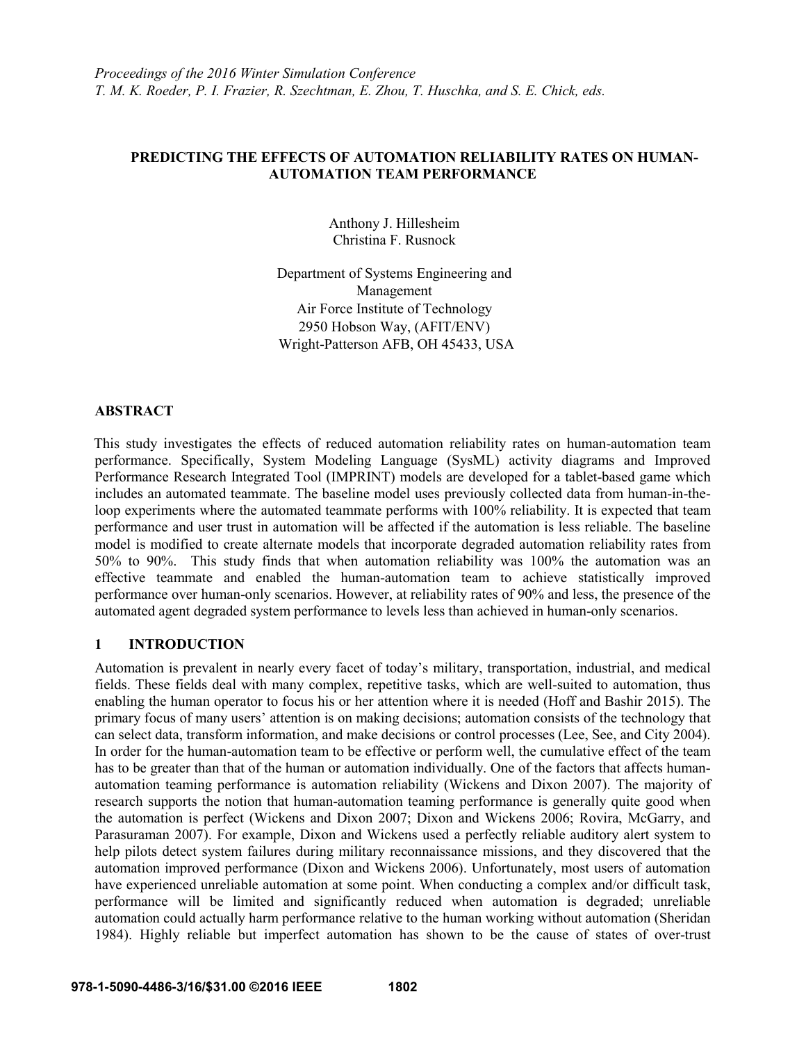*Proceedings of the 2016 Winter Simulation Conference*
*T. M. K. Roeder, P. I. Frazier, R. Szechtman, E. Zhou, T. Huschka, and S. E. Chick, eds.*

# PREDICTING THE EFFECTS OF AUTOMATION RELIABILITY RATES ON HUMAN-AUTOMATION TEAM PERFORMANCE

Anthony J. Hillesheim
Christina F. Rusnock

Department of Systems Engineering and Management
Air Force Institute of Technology
2950 Hobson Way, (AFIT/ENV)
Wright-Patterson AFB, OH 45433, USA

## ABSTRACT

This study investigates the effects of reduced automation reliability rates on human-automation team performance. Specifically, System Modeling Language (SysML) activity diagrams and Improved Performance Research Integrated Tool (IMPRINT) models are developed for a tablet-based game which includes an automated teammate. The baseline model uses previously collected data from human-in-the-loop experiments where the automated teammate performs with 100% reliability. It is expected that team performance and user trust in automation will be affected if the automation is less reliable. The baseline model is modified to create alternate models that incorporate degraded automation reliability rates from 50% to 90%. This study finds that when automation reliability was 100% the automation was an effective teammate and enabled the human-automation team to achieve statistically improved performance over human-only scenarios. However, at reliability rates of 90% and less, the presence of the automated agent degraded system performance to levels less than achieved in human-only scenarios.

## 1 INTRODUCTION

Automation is prevalent in nearly every facet of today's military, transportation, industrial, and medical fields. These fields deal with many complex, repetitive tasks, which are well-suited to automation, thus enabling the human operator to focus his or her attention where it is needed (Hoff and Bashir 2015). The primary focus of many users' attention is on making decisions; automation consists of the technology that can select data, transform information, and make decisions or control processes (Lee, See, and City 2004). In order for the human-automation team to be effective or perform well, the cumulative effect of the team has to be greater than that of the human or automation individually. One of the factors that affects human-automation teaming performance is automation reliability (Wickens and Dixon 2007). The majority of research supports the notion that human-automation teaming performance is generally quite good when the automation is perfect (Wickens and Dixon 2007; Dixon and Wickens 2006; Rovira, McGarry, and Parasuraman 2007). For example, Dixon and Wickens used a perfectly reliable auditory alert system to help pilots detect system failures during military reconnaissance missions, and they discovered that the automation improved performance (Dixon and Wickens 2006). Unfortunately, most users of automation have experienced unreliable automation at some point. When conducting a complex and/or difficult task, performance will be limited and significantly reduced when automation is degraded; unreliable automation could actually harm performance relative to the human working without automation (Sheridan 1984). Highly reliable but imperfect automation has shown to be the cause of states of over-trust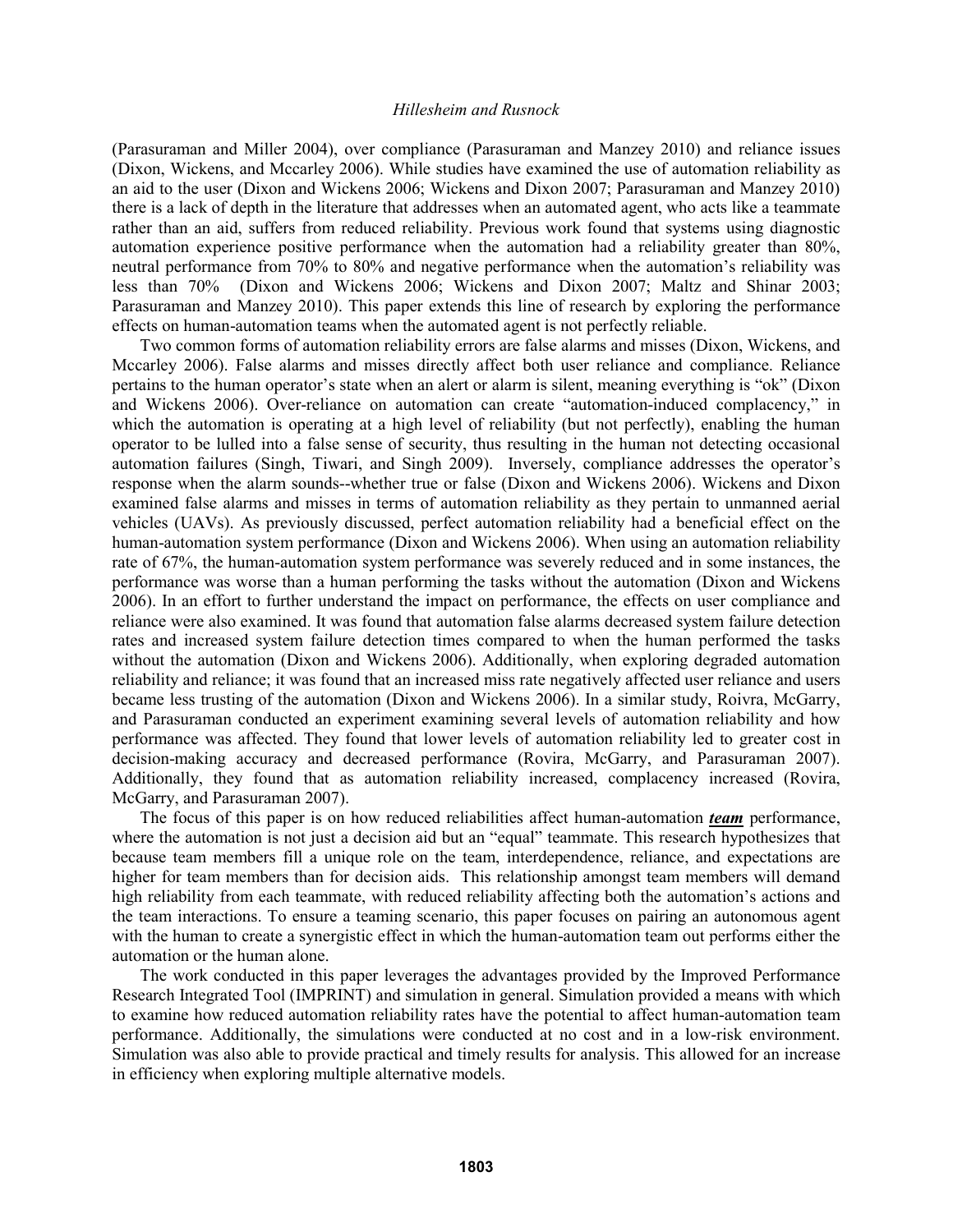(Parasuraman and Miller 2004), over compliance (Parasuraman and Manzey 2010) and reliance issues (Dixon, Wickens, and Mccarley 2006). While studies have examined the use of automation reliability as an aid to the user (Dixon and Wickens 2006; Wickens and Dixon 2007; Parasuraman and Manzey 2010) there is a lack of depth in the literature that addresses when an automated agent, who acts like a teammate rather than an aid, suffers from reduced reliability. Previous work found that systems using diagnostic automation experience positive performance when the automation had a reliability greater than 80%, neutral performance from 70% to 80% and negative performance when the automation's reliability was less than 70% (Dixon and Wickens 2006; Wickens and Dixon 2007; Maltz and Shinar 2003; Parasuraman and Manzey 2010). This paper extends this line of research by exploring the performance effects on human-automation teams when the automated agent is not perfectly reliable.

Two common forms of automation reliability errors are false alarms and misses (Dixon, Wickens, and Mccarley 2006). False alarms and misses directly affect both user reliance and compliance. Reliance pertains to the human operator's state when an alert or alarm is silent, meaning everything is "ok" (Dixon and Wickens 2006). Over-reliance on automation can create "automation-induced complacency," in which the automation is operating at a high level of reliability (but not perfectly), enabling the human operator to be lulled into a false sense of security, thus resulting in the human not detecting occasional automation failures (Singh, Tiwari, and Singh 2009). Inversely, compliance addresses the operator's response when the alarm sounds--whether true or false (Dixon and Wickens 2006). Wickens and Dixon examined false alarms and misses in terms of automation reliability as they pertain to unmanned aerial vehicles (UAVs). As previously discussed, perfect automation reliability had a beneficial effect on the human-automation system performance (Dixon and Wickens 2006). When using an automation reliability rate of 67%, the human-automation system performance was severely reduced and in some instances, the performance was worse than a human performing the tasks without the automation (Dixon and Wickens 2006). In an effort to further understand the impact on performance, the effects on user compliance and reliance were also examined. It was found that automation false alarms decreased system failure detection rates and increased system failure detection times compared to when the human performed the tasks without the automation (Dixon and Wickens 2006). Additionally, when exploring degraded automation reliability and reliance; it was found that an increased miss rate negatively affected user reliance and users became less trusting of the automation (Dixon and Wickens 2006). In a similar study, Roivra, McGarry, and Parasuraman conducted an experiment examining several levels of automation reliability and how performance was affected. They found that lower levels of automation reliability led to greater cost in decision-making accuracy and decreased performance (Rovira, McGarry, and Parasuraman 2007). Additionally, they found that as automation reliability increased, complacency increased (Rovira, McGarry, and Parasuraman 2007).

The focus of this paper is on how reduced reliabilities affect human-automation ***team*** performance, where the automation is not just a decision aid but an "equal" teammate. This research hypothesizes that because team members fill a unique role on the team, interdependence, reliance, and expectations are higher for team members than for decision aids. This relationship amongst team members will demand high reliability from each teammate, with reduced reliability affecting both the automation's actions and the team interactions. To ensure a teaming scenario, this paper focuses on pairing an autonomous agent with the human to create a synergistic effect in which the human-automation team out performs either the automation or the human alone.

The work conducted in this paper leverages the advantages provided by the Improved Performance Research Integrated Tool (IMPRINT) and simulation in general. Simulation provided a means with which to examine how reduced automation reliability rates have the potential to affect human-automation team performance. Additionally, the simulations were conducted at no cost and in a low-risk environment. Simulation was also able to provide practical and timely results for analysis. This allowed for an increase in efficiency when exploring multiple alternative models.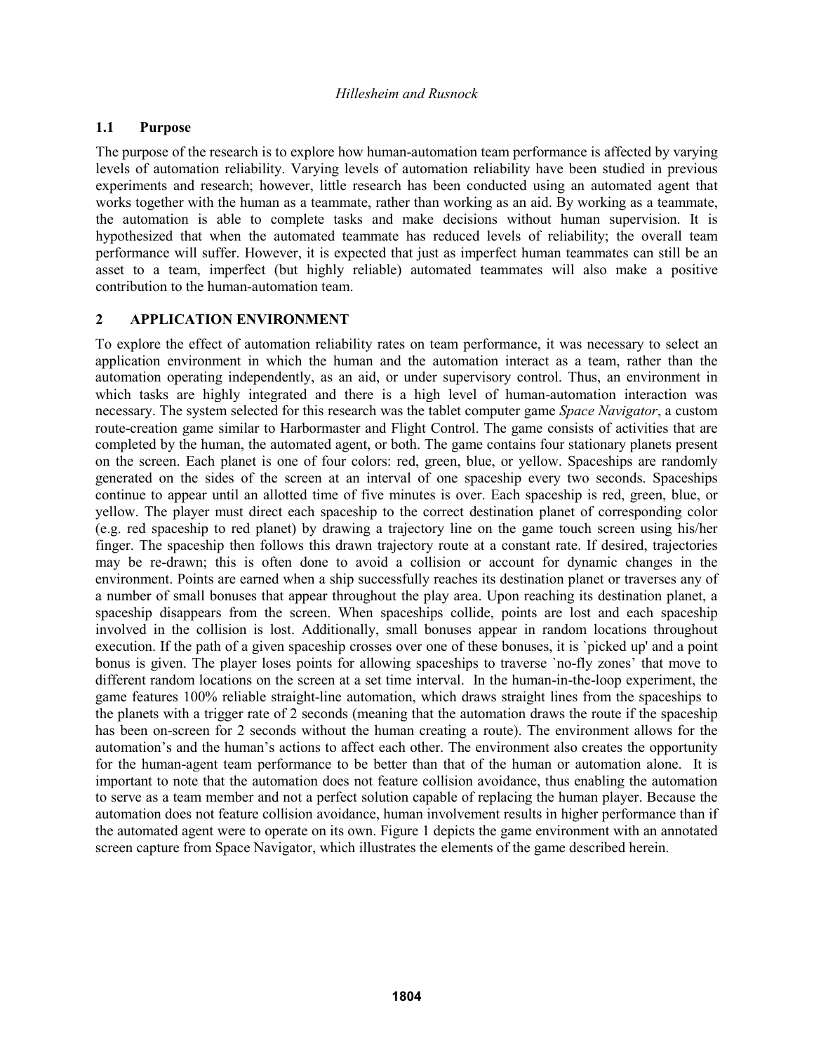### 1.1 Purpose

The purpose of the research is to explore how human-automation team performance is affected by varying levels of automation reliability. Varying levels of automation reliability have been studied in previous experiments and research; however, little research has been conducted using an automated agent that works together with the human as a teammate, rather than working as an aid. By working as a teammate, the automation is able to complete tasks and make decisions without human supervision. It is hypothesized that when the automated teammate has reduced levels of reliability; the overall team performance will suffer. However, it is expected that just as imperfect human teammates can still be an asset to a team, imperfect (but highly reliable) automated teammates will also make a positive contribution to the human-automation team.

## 2 APPLICATION ENVIRONMENT

To explore the effect of automation reliability rates on team performance, it was necessary to select an application environment in which the human and the automation interact as a team, rather than the automation operating independently, as an aid, or under supervisory control. Thus, an environment in which tasks are highly integrated and there is a high level of human-automation interaction was necessary. The system selected for this research was the tablet computer game *Space Navigator*, a custom route-creation game similar to Harbormaster and Flight Control. The game consists of activities that are completed by the human, the automated agent, or both. The game contains four stationary planets present on the screen. Each planet is one of four colors: red, green, blue, or yellow. Spaceships are randomly generated on the sides of the screen at an interval of one spaceship every two seconds. Spaceships continue to appear until an allotted time of five minutes is over. Each spaceship is red, green, blue, or yellow. The player must direct each spaceship to the correct destination planet of corresponding color (e.g. red spaceship to red planet) by drawing a trajectory line on the game touch screen using his/her finger. The spaceship then follows this drawn trajectory route at a constant rate. If desired, trajectories may be re-drawn; this is often done to avoid a collision or account for dynamic changes in the environment. Points are earned when a ship successfully reaches its destination planet or traverses any of a number of small bonuses that appear throughout the play area. Upon reaching its destination planet, a spaceship disappears from the screen. When spaceships collide, points are lost and each spaceship involved in the collision is lost. Additionally, small bonuses appear in random locations throughout execution. If the path of a given spaceship crosses over one of these bonuses, it is `picked up' and a point bonus is given. The player loses points for allowing spaceships to traverse `no-fly zones' that move to different random locations on the screen at a set time interval. In the human-in-the-loop experiment, the game features 100% reliable straight-line automation, which draws straight lines from the spaceships to the planets with a trigger rate of 2 seconds (meaning that the automation draws the route if the spaceship has been on-screen for 2 seconds without the human creating a route). The environment allows for the automation's and the human's actions to affect each other. The environment also creates the opportunity for the human-agent team performance to be better than that of the human or automation alone. It is important to note that the automation does not feature collision avoidance, thus enabling the automation to serve as a team member and not a perfect solution capable of replacing the human player. Because the automation does not feature collision avoidance, human involvement results in higher performance than if the automated agent were to operate on its own. Figure 1 depicts the game environment with an annotated screen capture from Space Navigator, which illustrates the elements of the game described herein.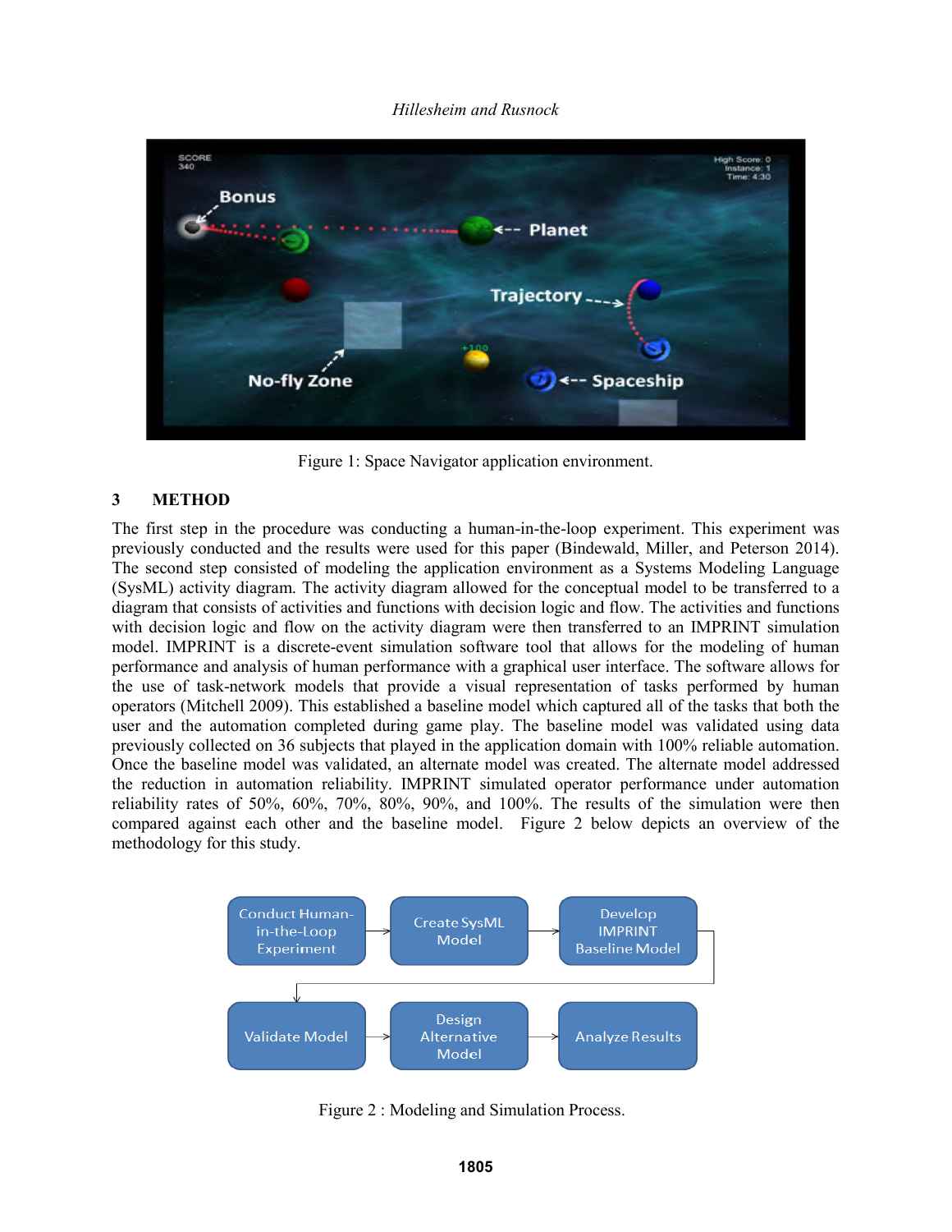Figure 1: Space Navigator application environment.

## 3 METHOD

The first step in the procedure was conducting a human-in-the-loop experiment. This experiment was previously conducted and the results were used for this paper (Bindewald, Miller, and Peterson 2014). The second step consisted of modeling the application environment as a Systems Modeling Language (SysML) activity diagram. The activity diagram allowed for the conceptual model to be transferred to a diagram that consists of activities and functions with decision logic and flow. The activities and functions with decision logic and flow on the activity diagram were then transferred to an IMPRINT simulation model. IMPRINT is a discrete-event simulation software tool that allows for the modeling of human performance and analysis of human performance with a graphical user interface. The software allows for the use of task-network models that provide a visual representation of tasks performed by human operators (Mitchell 2009). This established a baseline model which captured all of the tasks that both the user and the automation completed during game play. The baseline model was validated using data previously collected on 36 subjects that played in the application domain with 100% reliable automation. Once the baseline model was validated, an alternate model was created. The alternate model addressed the reduction in automation reliability. IMPRINT simulated operator performance under automation reliability rates of 50%, 60%, 70%, 80%, 90%, and 100%. The results of the simulation were then compared against each other and the baseline model. Figure 2 below depicts an overview of the methodology for this study.

Figure 2 : Modeling and Simulation Process.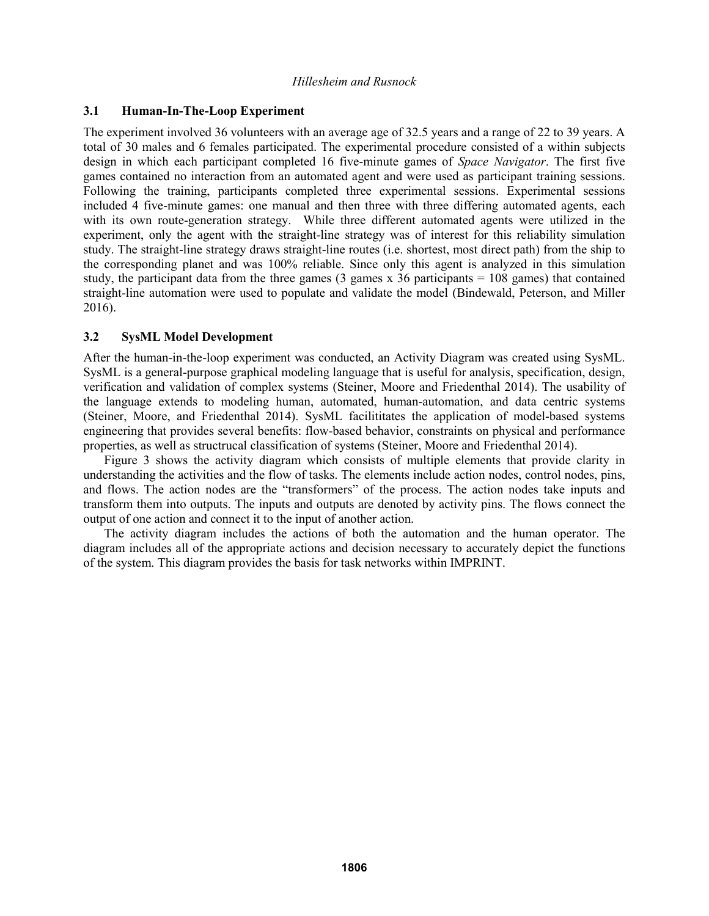### 3.1 Human-In-The-Loop Experiment

The experiment involved 36 volunteers with an average age of 32.5 years and a range of 22 to 39 years. A total of 30 males and 6 females participated. The experimental procedure consisted of a within subjects design in which each participant completed 16 five-minute games of *Space Navigator*. The first five games contained no interaction from an automated agent and were used as participant training sessions. Following the training, participants completed three experimental sessions. Experimental sessions included 4 five-minute games: one manual and then three with three differing automated agents, each with its own route-generation strategy. While three different automated agents were utilized in the experiment, only the agent with the straight-line strategy was of interest for this reliability simulation study. The straight-line strategy draws straight-line routes (i.e. shortest, most direct path) from the ship to the corresponding planet and was 100% reliable. Since only this agent is analyzed in this simulation study, the participant data from the three games (3 games x 36 participants = 108 games) that contained straight-line automation were used to populate and validate the model (Bindewald, Peterson, and Miller 2016).

### 3.2 SysML Model Development

After the human-in-the-loop experiment was conducted, an Activity Diagram was created using SysML. SysML is a general-purpose graphical modeling language that is useful for analysis, specification, design, verification and validation of complex systems (Steiner, Moore and Friedenthal 2014). The usability of the language extends to modeling human, automated, human-automation, and data centric systems (Steiner, Moore, and Friedenthal 2014). SysML facilititates the application of model-based systems engineering that provides several benefits: flow-based behavior, constraints on physical and performance properties, as well as structrucal classification of systems (Steiner, Moore and Friedenthal 2014).

Figure 3 shows the activity diagram which consists of multiple elements that provide clarity in understanding the activities and the flow of tasks. The elements include action nodes, control nodes, pins, and flows. The action nodes are the "transformers" of the process. The action nodes take inputs and transform them into outputs. The inputs and outputs are denoted by activity pins. The flows connect the output of one action and connect it to the input of another action.

The activity diagram includes the actions of both the automation and the human operator. The diagram includes all of the appropriate actions and decision necessary to accurately depict the functions of the system. This diagram provides the basis for task networks within IMPRINT.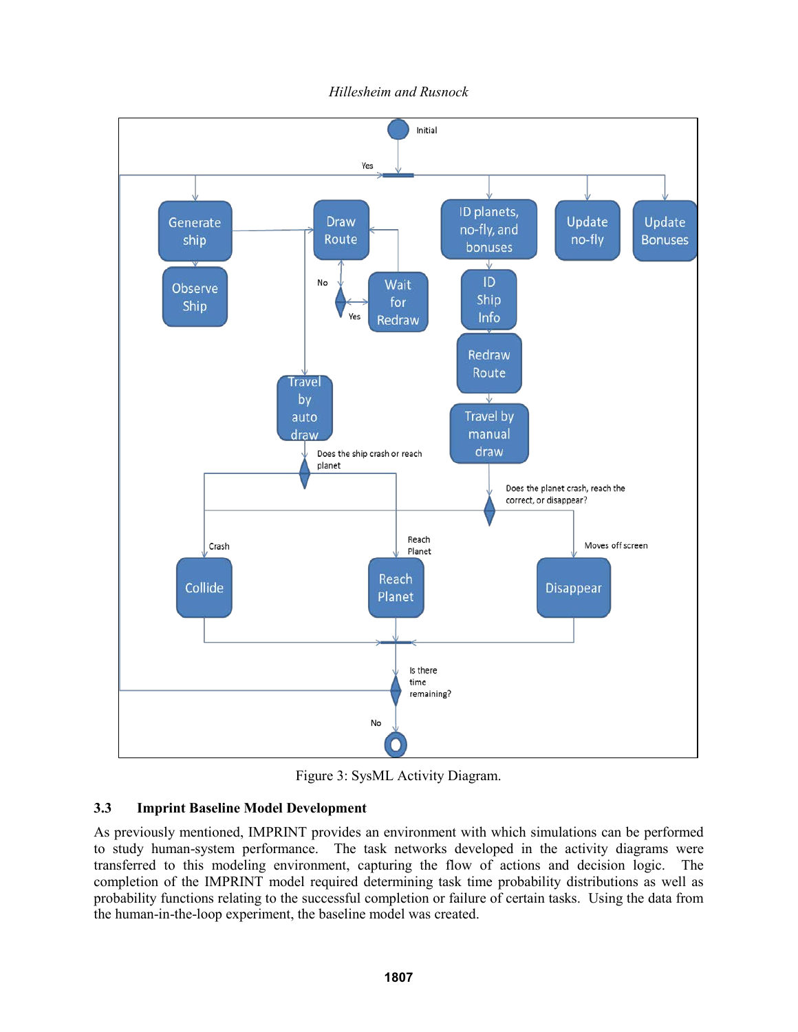Figure 3: SysML Activity Diagram.

## 3.3 Imprint Baseline Model Development

As previously mentioned, IMPRINT provides an environment with which simulations can be performed to study human-system performance. The task networks developed in the activity diagrams were transferred to this modeling environment, capturing the flow of actions and decision logic. The completion of the IMPRINT model required determining task time probability distributions as well as probability functions relating to the successful completion or failure of certain tasks. Using the data from the human-in-the-loop experiment, the baseline model was created.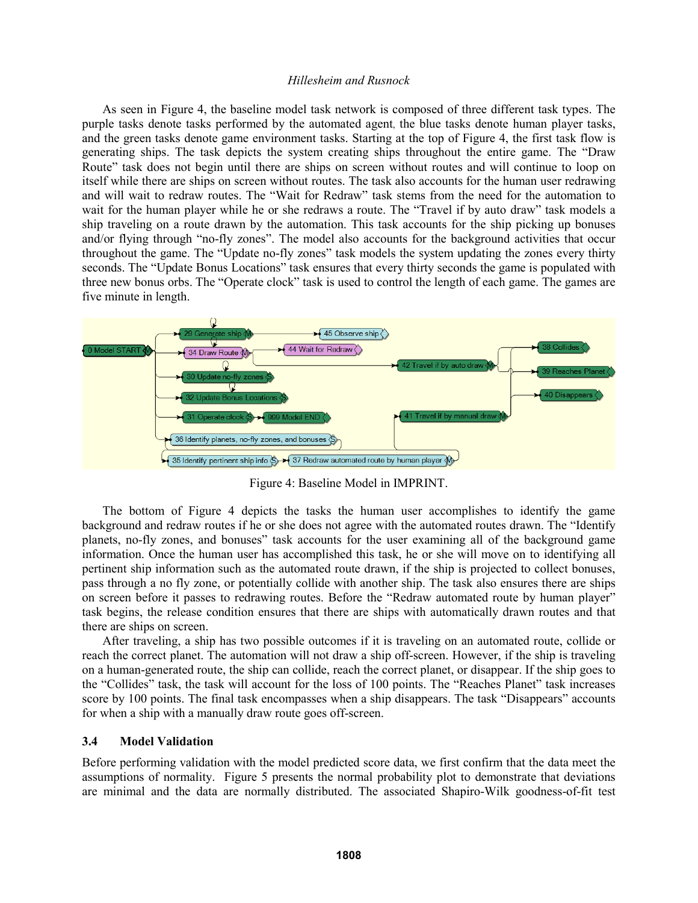As seen in Figure 4, the baseline model task network is composed of three different task types. The purple tasks denote tasks performed by the automated agent, the blue tasks denote human player tasks, and the green tasks denote game environment tasks. Starting at the top of Figure 4, the first task flow is generating ships. The task depicts the system creating ships throughout the entire game. The "Draw Route" task does not begin until there are ships on screen without routes and will continue to loop on itself while there are ships on screen without routes. The task also accounts for the human user redrawing and will wait to redraw routes. The "Wait for Redraw" task stems from the need for the automation to wait for the human player while he or she redraws a route. The "Travel if by auto draw" task models a ship traveling on a route drawn by the automation. This task accounts for the ship picking up bonuses and/or flying through "no-fly zones". The model also accounts for the background activities that occur throughout the game. The "Update no-fly zones" task models the system updating the zones every thirty seconds. The "Update Bonus Locations" task ensures that every thirty seconds the game is populated with three new bonus orbs. The "Operate clock" task is used to control the length of each game. The games are five minute in length.

Figure 4: Baseline Model in IMPRINT.

The bottom of Figure 4 depicts the tasks the human user accomplishes to identify the game background and redraw routes if he or she does not agree with the automated routes drawn. The "Identify planets, no-fly zones, and bonuses" task accounts for the user examining all of the background game information. Once the human user has accomplished this task, he or she will move on to identifying all pertinent ship information such as the automated route drawn, if the ship is projected to collect bonuses, pass through a no fly zone, or potentially collide with another ship. The task also ensures there are ships on screen before it passes to redrawing routes. Before the "Redraw automated route by human player" task begins, the release condition ensures that there are ships with automatically drawn routes and that there are ships on screen.

After traveling, a ship has two possible outcomes if it is traveling on an automated route, collide or reach the correct planet. The automation will not draw a ship off-screen. However, if the ship is traveling on a human-generated route, the ship can collide, reach the correct planet, or disappear. If the ship goes to the "Collides" task, the task will account for the loss of 100 points. The "Reaches Planet" task increases score by 100 points. The final task encompasses when a ship disappears. The task "Disappears" accounts for when a ship with a manually draw route goes off-screen.

### 3.4 Model Validation

Before performing validation with the model predicted score data, we first confirm that the data meet the assumptions of normality. Figure 5 presents the normal probability plot to demonstrate that deviations are minimal and the data are normally distributed. The associated Shapiro-Wilk goodness-of-fit test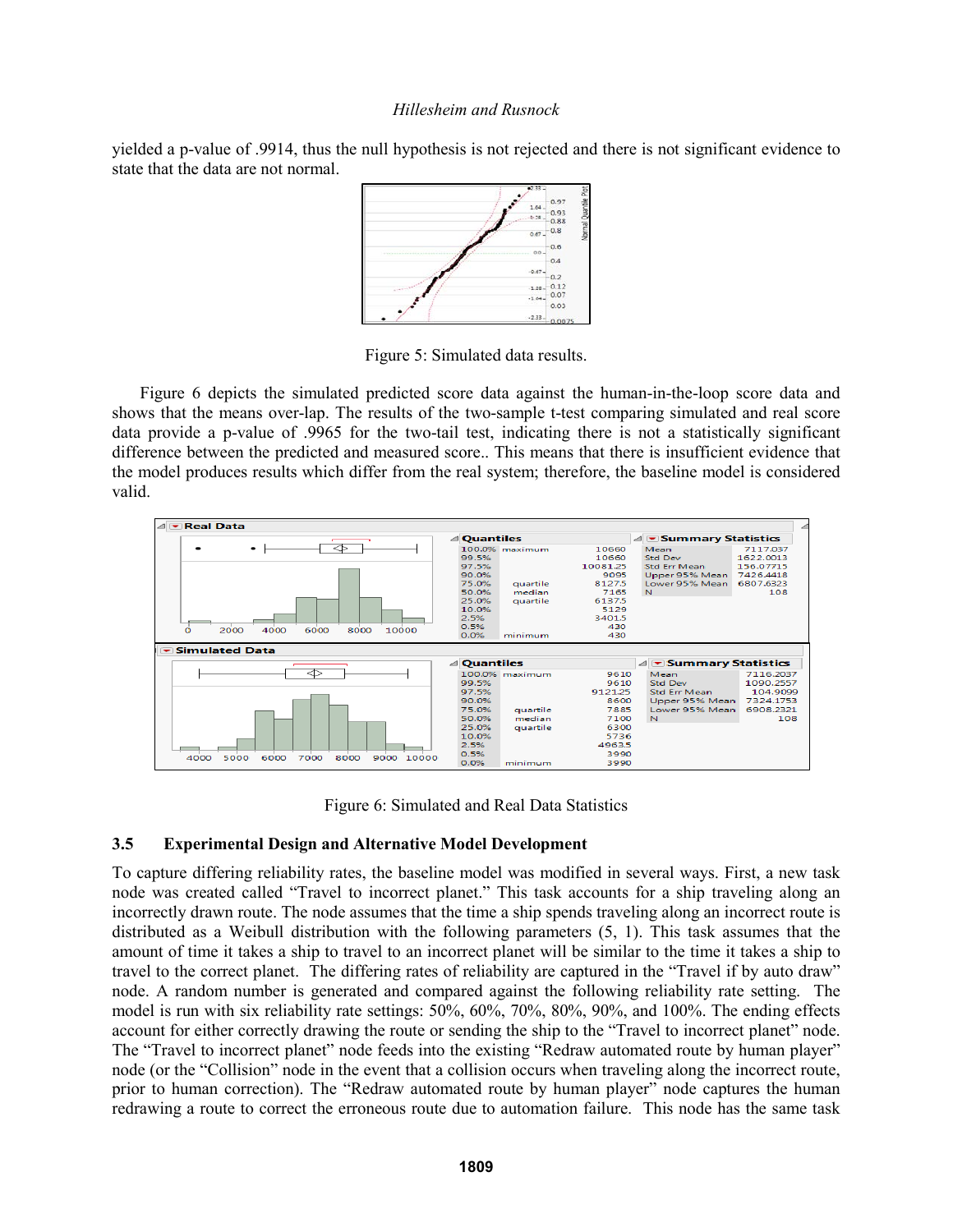yielded a p-value of .9914, thus the null hypothesis is not rejected and there is not significant evidence to state that the data are not normal.

Figure 5: Simulated data results.

Figure 6 depicts the simulated predicted score data against the human-in-the-loop score data and shows that the means over-lap. The results of the two-sample t-test comparing simulated and real score data provide a p-value of .9965 for the two-tail test, indicating there is not a statistically significant difference between the predicted and measured score.. This means that there is insufficient evidence that the model produces results which differ from the real system; therefore, the baseline model is considered valid.

Figure 6: Simulated and Real Data Statistics

### 3.5 Experimental Design and Alternative Model Development

To capture differing reliability rates, the baseline model was modified in several ways. First, a new task node was created called "Travel to incorrect planet." This task accounts for a ship traveling along an incorrectly drawn route. The node assumes that the time a ship spends traveling along an incorrect route is distributed as a Weibull distribution with the following parameters (5, 1). This task assumes that the amount of time it takes a ship to travel to an incorrect planet will be similar to the time it takes a ship to travel to the correct planet. The differing rates of reliability are captured in the "Travel if by auto draw" node. A random number is generated and compared against the following reliability rate setting. The model is run with six reliability rate settings: 50%, 60%, 70%, 80%, 90%, and 100%. The ending effects account for either correctly drawing the route or sending the ship to the "Travel to incorrect planet" node. The "Travel to incorrect planet" node feeds into the existing "Redraw automated route by human player" node (or the "Collision" node in the event that a collision occurs when traveling along the incorrect route, prior to human correction). The "Redraw automated route by human player" node captures the human redrawing a route to correct the erroneous route due to automation failure. This node has the same task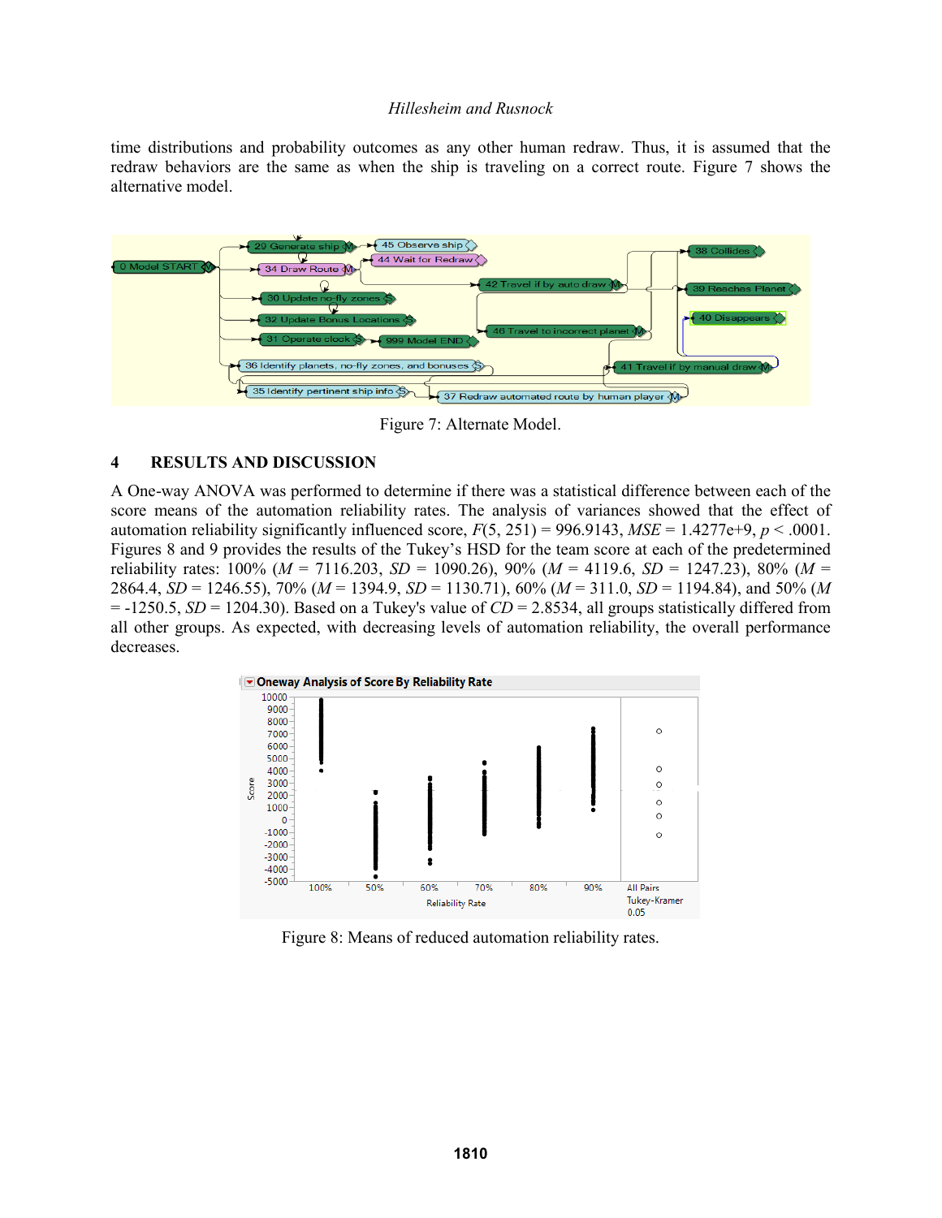time distributions and probability outcomes as any other human redraw. Thus, it is assumed that the redraw behaviors are the same as when the ship is traveling on a correct route. Figure 7 shows the alternative model.

Figure 7: Alternate Model.

## 4 RESULTS AND DISCUSSION

A One-way ANOVA was performed to determine if there was a statistical difference between each of the score means of the automation reliability rates. The analysis of variances showed that the effect of automation reliability significantly influenced score, $F(5, 251) = 996.9143$, $MSE = 1.4277e+9$, $p < .0001$. Figures 8 and 9 provides the results of the Tukey's HSD for the team score at each of the predetermined reliability rates: 100% ($M = 7116.203$, $SD = 1090.26$), 90% ($M = 4119.6$, $SD = 1247.23$), 80% ($M = 2864.4$, $SD = 1246.55$), 70% ($M = 1394.9$, $SD = 1130.71$), 60% ($M = 311.0$, $SD = 1194.84$), and 50% ($M = -1250.5$, $SD = 1204.30$). Based on a Tukey's value of $CD = 2.8534$, all groups statistically differed from all other groups. As expected, with decreasing levels of automation reliability, the overall performance decreases.

Figure 8: Means of reduced automation reliability rates.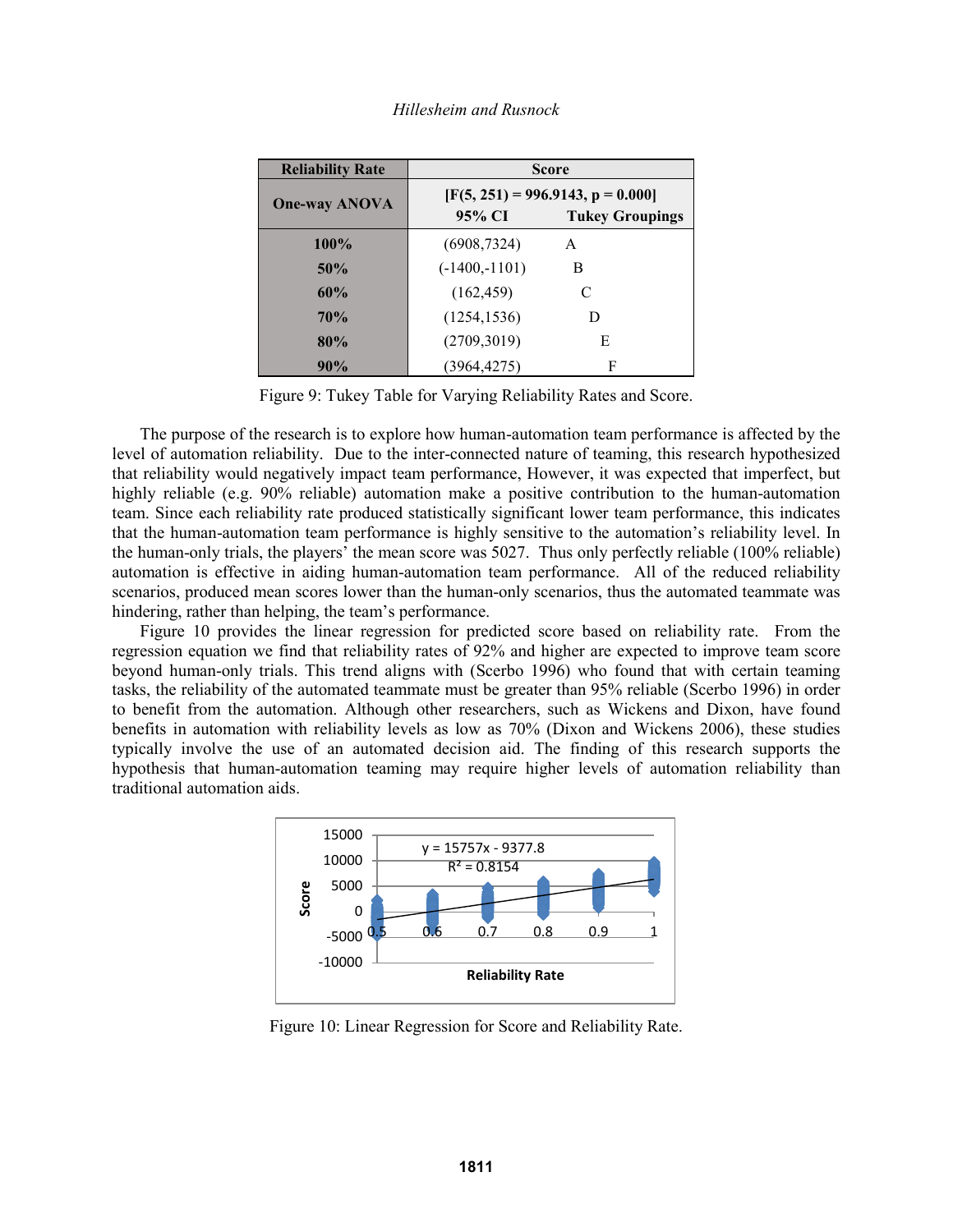| Reliability Rate | Score | |
|---|---|---|
| One-way ANOVA | [F(5, 251) = 996.9143, p = 0.000] | |
| | 95% CI | Tukey Groupings |
| 100% | (6908,7324) | A |
| 50% | (-1400,-1101) | B |
| 60% | (162,459) | C |
| 70% | (1254,1536) | D |
| 80% | (2709,3019) | E |
| 90% | (3964,4275) | F |

Figure 9: Tukey Table for Varying Reliability Rates and Score.

The purpose of the research is to explore how human-automation team performance is affected by the level of automation reliability. Due to the inter-connected nature of teaming, this research hypothesized that reliability would negatively impact team performance, However, it was expected that imperfect, but highly reliable (e.g. 90% reliable) automation make a positive contribution to the human-automation team. Since each reliability rate produced statistically significant lower team performance, this indicates that the human-automation team performance is highly sensitive to the automation's reliability level. In the human-only trials, the players' the mean score was 5027. Thus only perfectly reliable (100% reliable) automation is effective in aiding human-automation team performance. All of the reduced reliability scenarios, produced mean scores lower than the human-only scenarios, thus the automated teammate was hindering, rather than helping, the team's performance.

Figure 10 provides the linear regression for predicted score based on reliability rate. From the regression equation we find that reliability rates of 92% and higher are expected to improve team score beyond human-only trials. This trend aligns with (Scerbo 1996) who found that with certain teaming tasks, the reliability of the automated teammate must be greater than 95% reliable (Scerbo 1996) in order to benefit from the automation. Although other researchers, such as Wickens and Dixon, have found benefits in automation with reliability levels as low as 70% (Dixon and Wickens 2006), these studies typically involve the use of an automated decision aid. The finding of this research supports the hypothesis that human-automation teaming may require higher levels of automation reliability than traditional automation aids.

Figure 10: Linear Regression for Score and Reliability Rate.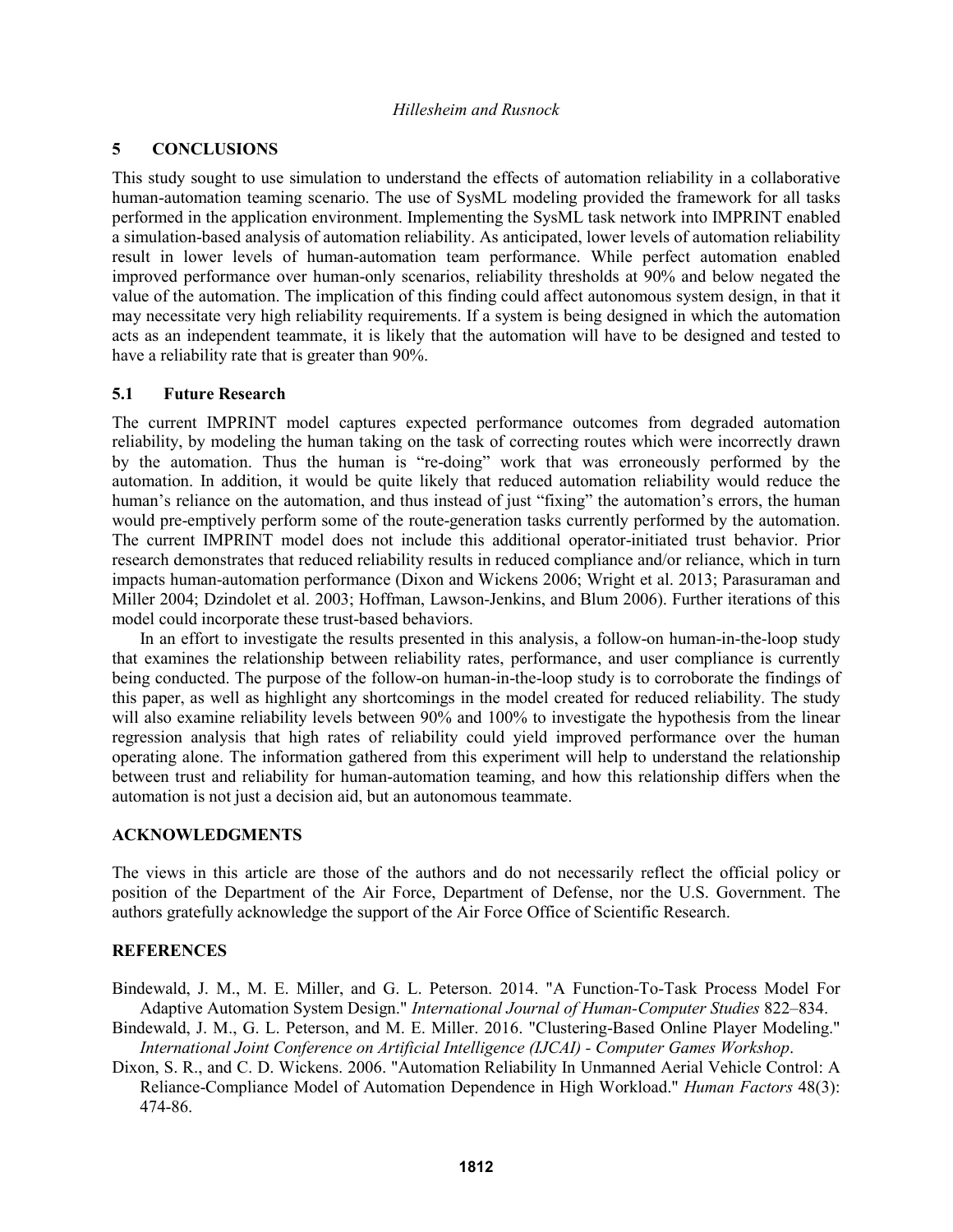## 5 CONCLUSIONS

This study sought to use simulation to understand the effects of automation reliability in a collaborative human-automation teaming scenario. The use of SysML modeling provided the framework for all tasks performed in the application environment. Implementing the SysML task network into IMPRINT enabled a simulation-based analysis of automation reliability. As anticipated, lower levels of automation reliability result in lower levels of human-automation team performance. While perfect automation enabled improved performance over human-only scenarios, reliability thresholds at 90% and below negated the value of the automation. The implication of this finding could affect autonomous system design, in that it may necessitate very high reliability requirements. If a system is being designed in which the automation acts as an independent teammate, it is likely that the automation will have to be designed and tested to have a reliability rate that is greater than 90%.

### 5.1 Future Research

The current IMPRINT model captures expected performance outcomes from degraded automation reliability, by modeling the human taking on the task of correcting routes which were incorrectly drawn by the automation. Thus the human is "re-doing" work that was erroneously performed by the automation. In addition, it would be quite likely that reduced automation reliability would reduce the human's reliance on the automation, and thus instead of just "fixing" the automation's errors, the human would pre-emptively perform some of the route-generation tasks currently performed by the automation. The current IMPRINT model does not include this additional operator-initiated trust behavior. Prior research demonstrates that reduced reliability results in reduced compliance and/or reliance, which in turn impacts human-automation performance (Dixon and Wickens 2006; Wright et al. 2013; Parasuraman and Miller 2004; Dzindolet et al. 2003; Hoffman, Lawson-Jenkins, and Blum 2006). Further iterations of this model could incorporate these trust-based behaviors.

In an effort to investigate the results presented in this analysis, a follow-on human-in-the-loop study that examines the relationship between reliability rates, performance, and user compliance is currently being conducted. The purpose of the follow-on human-in-the-loop study is to corroborate the findings of this paper, as well as highlight any shortcomings in the model created for reduced reliability. The study will also examine reliability levels between 90% and 100% to investigate the hypothesis from the linear regression analysis that high rates of reliability could yield improved performance over the human operating alone. The information gathered from this experiment will help to understand the relationship between trust and reliability for human-automation teaming, and how this relationship differs when the automation is not just a decision aid, but an autonomous teammate.

## ACKNOWLEDGMENTS

The views in this article are those of the authors and do not necessarily reflect the official policy or position of the Department of the Air Force, Department of Defense, nor the U.S. Government. The authors gratefully acknowledge the support of the Air Force Office of Scientific Research.

## REFERENCES

Bindewald, J. M., M. E. Miller, and G. L. Peterson. 2014. "A Function-To-Task Process Model For Adaptive Automation System Design." *International Journal of Human-Computer Studies* 822–834.

Bindewald, J. M., G. L. Peterson, and M. E. Miller. 2016. "Clustering-Based Online Player Modeling." *International Joint Conference on Artificial Intelligence (IJCAI) - Computer Games Workshop*.

Dixon, S. R., and C. D. Wickens. 2006. "Automation Reliability In Unmanned Aerial Vehicle Control: A Reliance-Compliance Model of Automation Dependence in High Workload." *Human Factors* 48(3): 474-86.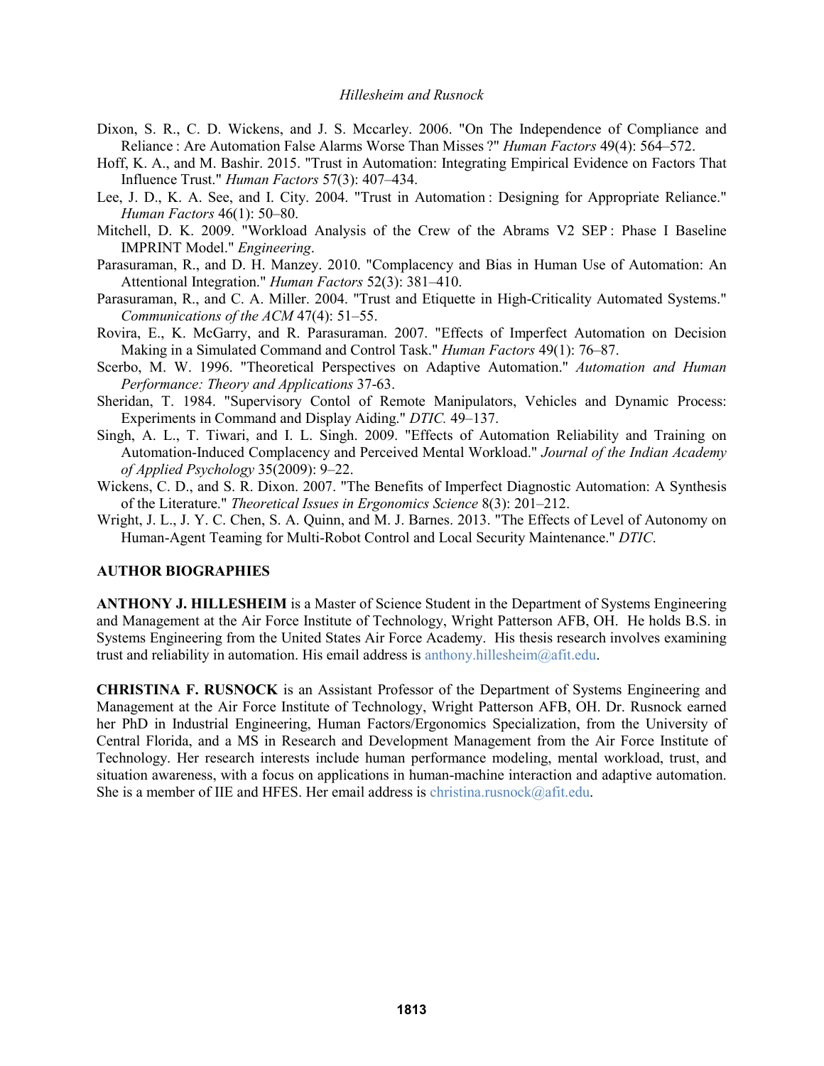Dixon, S. R., C. D. Wickens, and J. S. Mccarley. 2006. "On The Independence of Compliance and Reliance : Are Automation False Alarms Worse Than Misses ?" *Human Factors* 49(4): 564–572.

Hoff, K. A., and M. Bashir. 2015. "Trust in Automation: Integrating Empirical Evidence on Factors That Influence Trust." *Human Factors* 57(3): 407–434.

Lee, J. D., K. A. See, and I. City. 2004. "Trust in Automation : Designing for Appropriate Reliance." *Human Factors* 46(1): 50–80.

Mitchell, D. K. 2009. "Workload Analysis of the Crew of the Abrams V2 SEP : Phase I Baseline IMPRINT Model." *Engineering*.

Parasuraman, R., and D. H. Manzey. 2010. "Complacency and Bias in Human Use of Automation: An Attentional Integration." *Human Factors* 52(3): 381–410.

Parasuraman, R., and C. A. Miller. 2004. "Trust and Etiquette in High-Criticality Automated Systems." *Communications of the ACM* 47(4): 51–55.

Rovira, E., K. McGarry, and R. Parasuraman. 2007. "Effects of Imperfect Automation on Decision Making in a Simulated Command and Control Task." *Human Factors* 49(1): 76–87.

Scerbo, M. W. 1996. "Theoretical Perspectives on Adaptive Automation." *Automation and Human Performance: Theory and Applications* 37-63.

Sheridan, T. 1984. "Supervisory Contol of Remote Manipulators, Vehicles and Dynamic Process: Experiments in Command and Display Aiding." *DTIC.* 49–137.

Singh, A. L., T. Tiwari, and I. L. Singh. 2009. "Effects of Automation Reliability and Training on Automation-Induced Complacency and Perceived Mental Workload." *Journal of the Indian Academy of Applied Psychology* 35(2009): 9–22.

Wickens, C. D., and S. R. Dixon. 2007. "The Benefits of Imperfect Diagnostic Automation: A Synthesis of the Literature." *Theoretical Issues in Ergonomics Science* 8(3): 201–212.

Wright, J. L., J. Y. C. Chen, S. A. Quinn, and M. J. Barnes. 2013. "The Effects of Level of Autonomy on Human-Agent Teaming for Multi-Robot Control and Local Security Maintenance." *DTIC*.

## AUTHOR BIOGRAPHIES

**ANTHONY J. HILLESHEIM** is a Master of Science Student in the Department of Systems Engineering and Management at the Air Force Institute of Technology, Wright Patterson AFB, OH. He holds B.S. in Systems Engineering from the United States Air Force Academy. His thesis research involves examining trust and reliability in automation. His email address is anthony.hillesheim@afit.edu.

**CHRISTINA F. RUSNOCK** is an Assistant Professor of the Department of Systems Engineering and Management at the Air Force Institute of Technology, Wright Patterson AFB, OH. Dr. Rusnock earned her PhD in Industrial Engineering, Human Factors/Ergonomics Specialization, from the University of Central Florida, and a MS in Research and Development Management from the Air Force Institute of Technology. Her research interests include human performance modeling, mental workload, trust, and situation awareness, with a focus on applications in human-machine interaction and adaptive automation. She is a member of IIE and HFES. Her email address is christina.rusnock@afit.edu.